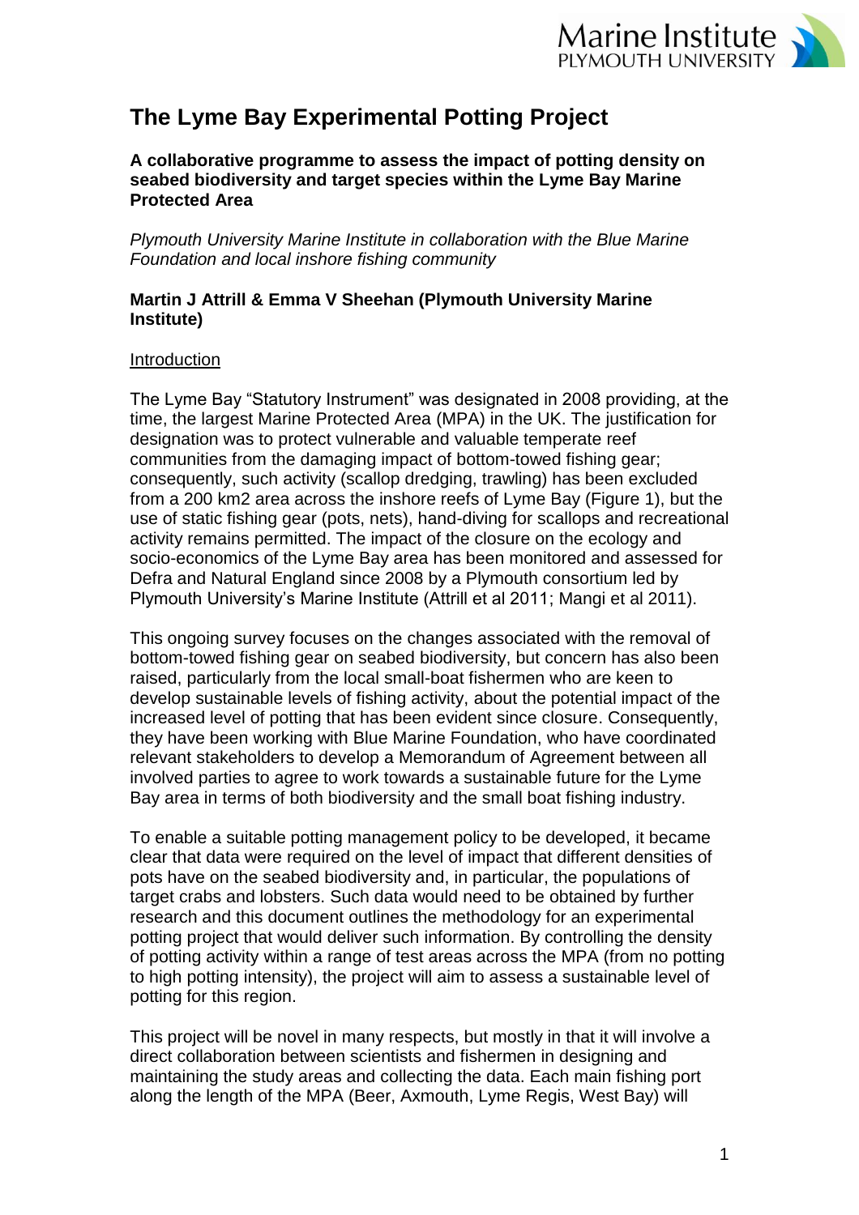# The Lyme Bay Experimental Potting Project

**A collaborative programme to assess the impact of potting density on seabed biodiversity and target species within the Lyme Bay Marine Protected Area**

*Plymouth University Marine Institute in collaboration with the Blue Marine Foundation and local inshore fishing community*

**Martin J Attrill & Emma V Sheehan (Plymouth University Marine Institute)**

## Introduction

The Lyme Bay "Statutory Instrument" was designated in 2008 providing, at the time, the largest Marine Protected Area (MPA) in the UK. The justification for designation was to protect vulnerable and valuable temperate reef communities from the damaging impact of bottom-towed fishing gear; consequently, such activity (scallop dredging, trawling) has been excluded from a 200 km2 area across the inshore reefs of Lyme Bay (Figure 1), but the use of static fishing gear (pots, nets), hand-diving for scallops and recreational activity remains permitted. The impact of the closure on the ecology and socio-economics of the Lyme Bay area has been monitored and assessed for Defra and Natural England since 2008 by a Plymouth consortium led by Plymouth University's Marine Institute (Attrill et al 2011; Mangi et al 2011).

This ongoing survey focuses on the changes associated with the removal of bottom-towed fishing gear on seabed biodiversity, but concern has also been raised, particularly from the local small-boat fishermen who are keen to develop sustainable levels of fishing activity, about the potential impact of the increased level of potting that has been evident since closure. Consequently, they have been working with Blue Marine Foundation, who have coordinated relevant stakeholders to develop a Memorandum of Agreement between all involved parties to agree to work towards a sustainable future for the Lyme Bay area in terms of both biodiversity and the small boat fishing industry.

To enable a suitable potting management policy to be developed, it became clear that data were required on the level of impact that different densities of pots have on the seabed biodiversity and, in particular, the populations of target crabs and lobsters. Such data would need to be obtained by further research and this document outlines the methodology for an experimental potting project that would deliver such information. By controlling the density of potting activity within a range of test areas across the MPA (from no potting to high potting intensity), the project will aim to assess a sustainable level of potting for this region.

This project will be novel in many respects, but mostly in that it will involve a direct collaboration between scientists and fishermen in designing and maintaining the study areas and collecting the data. Each main fishing port along the length of the MPA (Beer, Axmouth, Lyme Regis, West Bay) will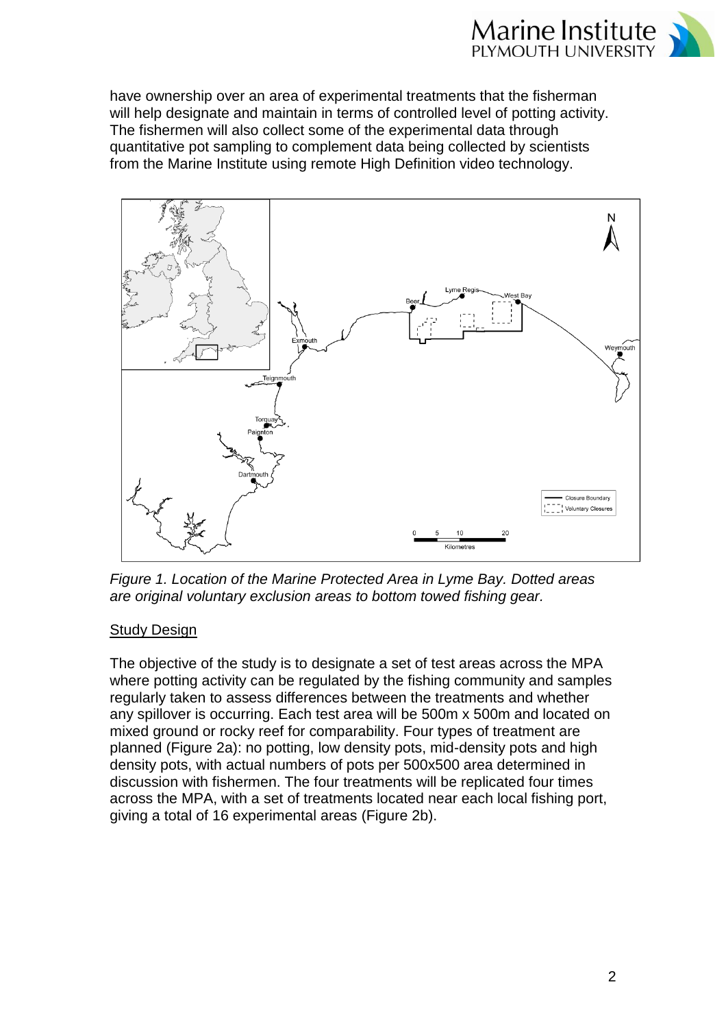have ownership over an area of experimental treatments that the fisherman will help designate and maintain in terms of controlled level of potting activity. The fishermen will also collect some of the experimental data through quantitative pot sampling to complement data being collected by scientists from the Marine Institute using remote High Definition video technology.

*Figure 1. Location of the Marine Protected Area in Lyme Bay. Dotted areas are original voluntary exclusion areas to bottom towed fishing gear.*

## Study Design

The objective of the study is to designate a set of test areas across the MPA where potting activity can be regulated by the fishing community and samples regularly taken to assess differences between the treatments and whether any spillover is occurring. Each test area will be 500m x 500m and located on mixed ground or rocky reef for comparability. Four types of treatment are planned (Figure 2a): no potting, low density pots, mid-density pots and high density pots, with actual numbers of pots per 500x500 area determined in discussion with fishermen. The four treatments will be replicated four times across the MPA, with a set of treatments located near each local fishing port, giving a total of 16 experimental areas (Figure 2b).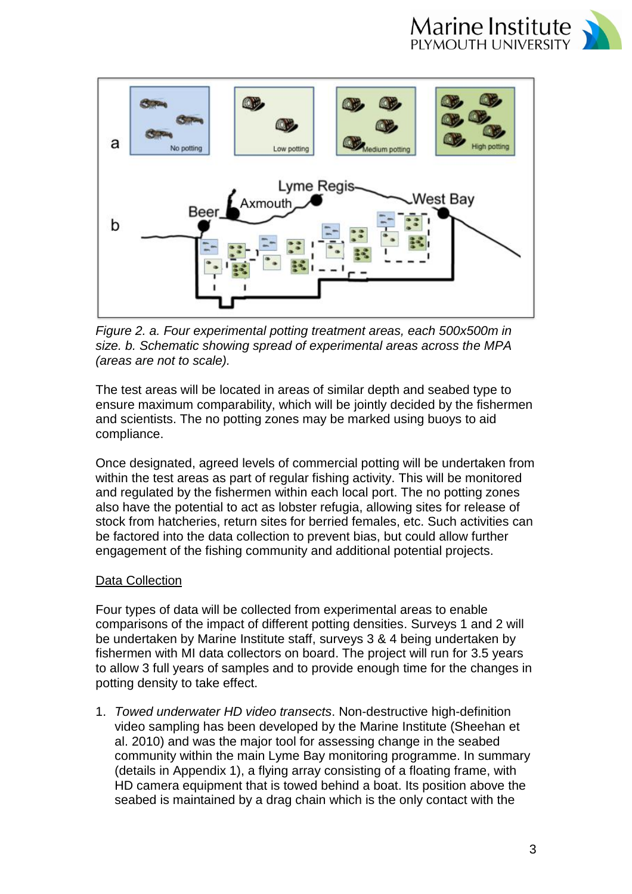*Figure 2. a. Four experimental potting treatment areas, each 500x500m in size. b. Schematic showing spread of experimental areas across the MPA (areas are not to scale).*

The test areas will be located in areas of similar depth and seabed type to ensure maximum comparability, which will be jointly decided by the fishermen and scientists. The no potting zones may be marked using buoys to aid compliance.

Once designated, agreed levels of commercial potting will be undertaken from within the test areas as part of regular fishing activity. This will be monitored and regulated by the fishermen within each local port. The no potting zones also have the potential to act as lobster refugia, allowing sites for release of stock from hatcheries, return sites for berried females, etc. Such activities can be factored into the data collection to prevent bias, but could allow further engagement of the fishing community and additional potential projects.

## Data Collection

Four types of data will be collected from experimental areas to enable comparisons of the impact of different potting densities. Surveys 1 and 2 will be undertaken by Marine Institute staff, surveys 3 & 4 being undertaken by fishermen with MI data collectors on board. The project will run for 3.5 years to allow 3 full years of samples and to provide enough time for the changes in potting density to take effect.

1. *Towed underwater HD video transects*. Non-destructive high-definition video sampling has been developed by the Marine Institute (Sheehan et al. 2010) and was the major tool for assessing change in the seabed community within the main Lyme Bay monitoring programme. In summary (details in Appendix 1), a flying array consisting of a floating frame, with HD camera equipment that is towed behind a boat. Its position above the seabed is maintained by a drag chain which is the only contact with the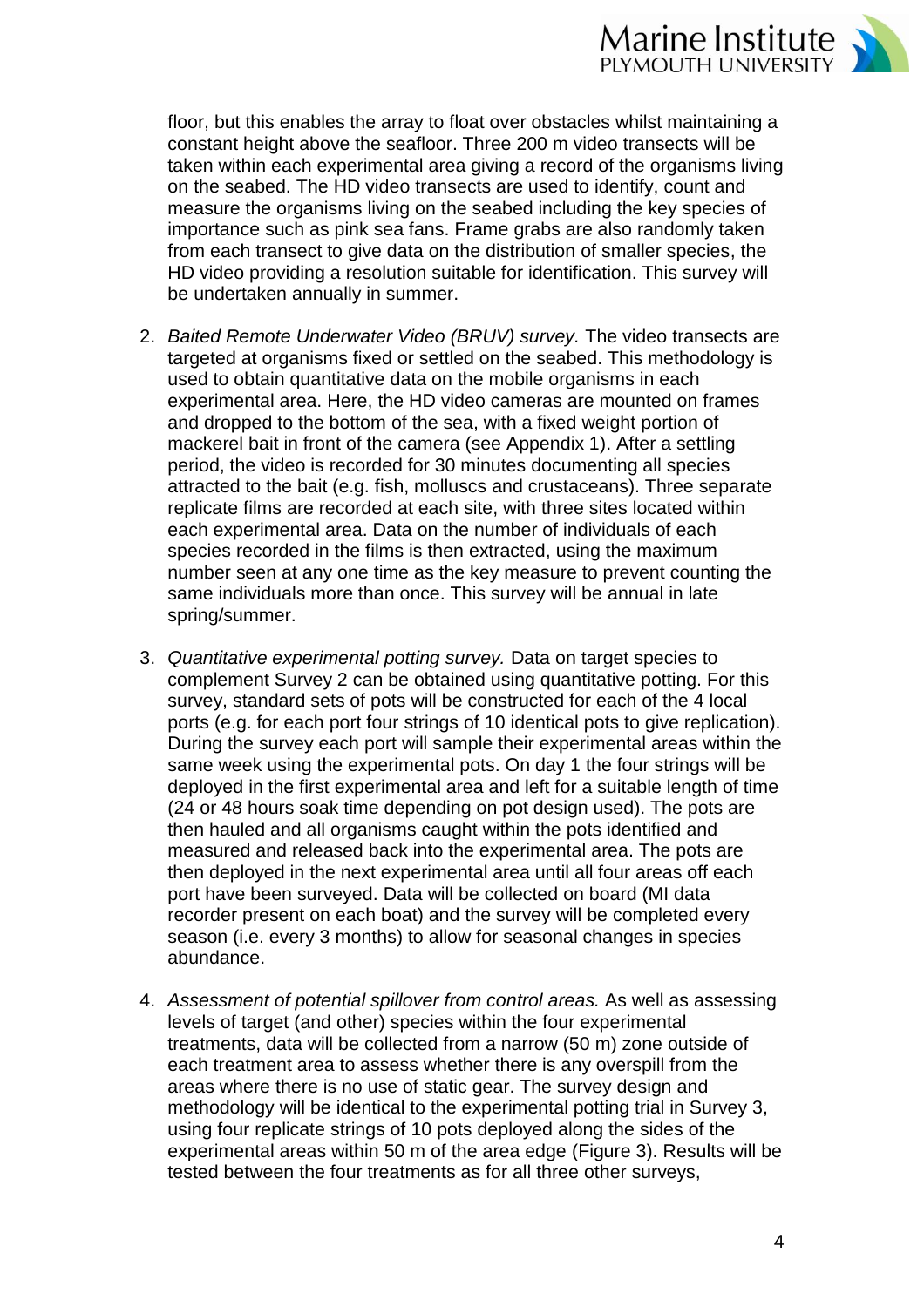floor, but this enables the array to float over obstacles whilst maintaining a constant height above the seafloor. Three 200 m video transects will be taken within each experimental area giving a record of the organisms living on the seabed. The HD video transects are used to identify, count and measure the organisms living on the seabed including the key species of importance such as pink sea fans. Frame grabs are also randomly taken from each transect to give data on the distribution of smaller species, the HD video providing a resolution suitable for identification. This survey will be undertaken annually in summer.

2. *Baited Remote Underwater Video (BRUV) survey.* The video transects are targeted at organisms fixed or settled on the seabed. This methodology is used to obtain quantitative data on the mobile organisms in each experimental area. Here, the HD video cameras are mounted on frames and dropped to the bottom of the sea, with a fixed weight portion of mackerel bait in front of the camera (see Appendix 1). After a settling period, the video is recorded for 30 minutes documenting all species attracted to the bait (e.g. fish, molluscs and crustaceans). Three separate replicate films are recorded at each site, with three sites located within each experimental area. Data on the number of individuals of each species recorded in the films is then extracted, using the maximum number seen at any one time as the key measure to prevent counting the same individuals more than once. This survey will be annual in late spring/summer.

3. *Quantitative experimental potting survey.* Data on target species to complement Survey 2 can be obtained using quantitative potting. For this survey, standard sets of pots will be constructed for each of the 4 local ports (e.g. for each port four strings of 10 identical pots to give replication). During the survey each port will sample their experimental areas within the same week using the experimental pots. On day 1 the four strings will be deployed in the first experimental area and left for a suitable length of time (24 or 48 hours soak time depending on pot design used). The pots are then hauled and all organisms caught within the pots identified and measured and released back into the experimental area. The pots are then deployed in the next experimental area until all four areas off each port have been surveyed. Data will be collected on board (MI data recorder present on each boat) and the survey will be completed every season (i.e. every 3 months) to allow for seasonal changes in species abundance.

4. *Assessment of potential spillover from control areas.* As well as assessing levels of target (and other) species within the four experimental treatments, data will be collected from a narrow (50 m) zone outside of each treatment area to assess whether there is any overspill from the areas where there is no use of static gear. The survey design and methodology will be identical to the experimental potting trial in Survey 3, using four replicate strings of 10 pots deployed along the sides of the experimental areas within 50 m of the area edge (Figure 3). Results will be tested between the four treatments as for all three other surveys,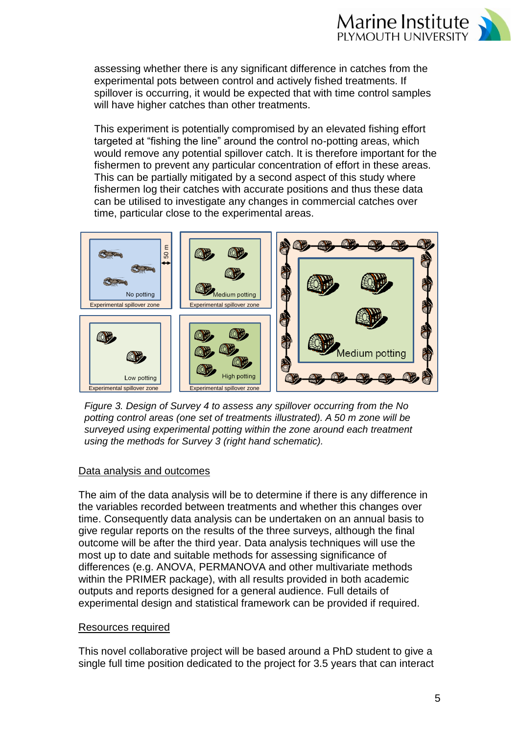assessing whether there is any significant difference in catches from the experimental pots between control and actively fished treatments. If spillover is occurring, it would be expected that with time control samples will have higher catches than other treatments.

This experiment is potentially compromised by an elevated fishing effort targeted at "fishing the line" around the control no-potting areas, which would remove any potential spillover catch. It is therefore important for the fishermen to prevent any particular concentration of effort in these areas. This can be partially mitigated by a second aspect of this study where fishermen log their catches with accurate positions and thus these data can be utilised to investigate any changes in commercial catches over time, particular close to the experimental areas.

*Figure 3. Design of Survey 4 to assess any spillover occurring from the No potting control areas (one set of treatments illustrated). A 50 m zone will be surveyed using experimental potting within the zone around each treatment using the methods for Survey 3 (right hand schematic).*

## Data analysis and outcomes

The aim of the data analysis will be to determine if there is any difference in the variables recorded between treatments and whether this changes over time. Consequently data analysis can be undertaken on an annual basis to give regular reports on the results of the three surveys, although the final outcome will be after the third year. Data analysis techniques will use the most up to date and suitable methods for assessing significance of differences (e.g. ANOVA, PERMANOVA and other multivariate methods within the PRIMER package), with all results provided in both academic outputs and reports designed for a general audience. Full details of experimental design and statistical framework can be provided if required.

## Resources required

This novel collaborative project will be based around a PhD student to give a single full time position dedicated to the project for 3.5 years that can interact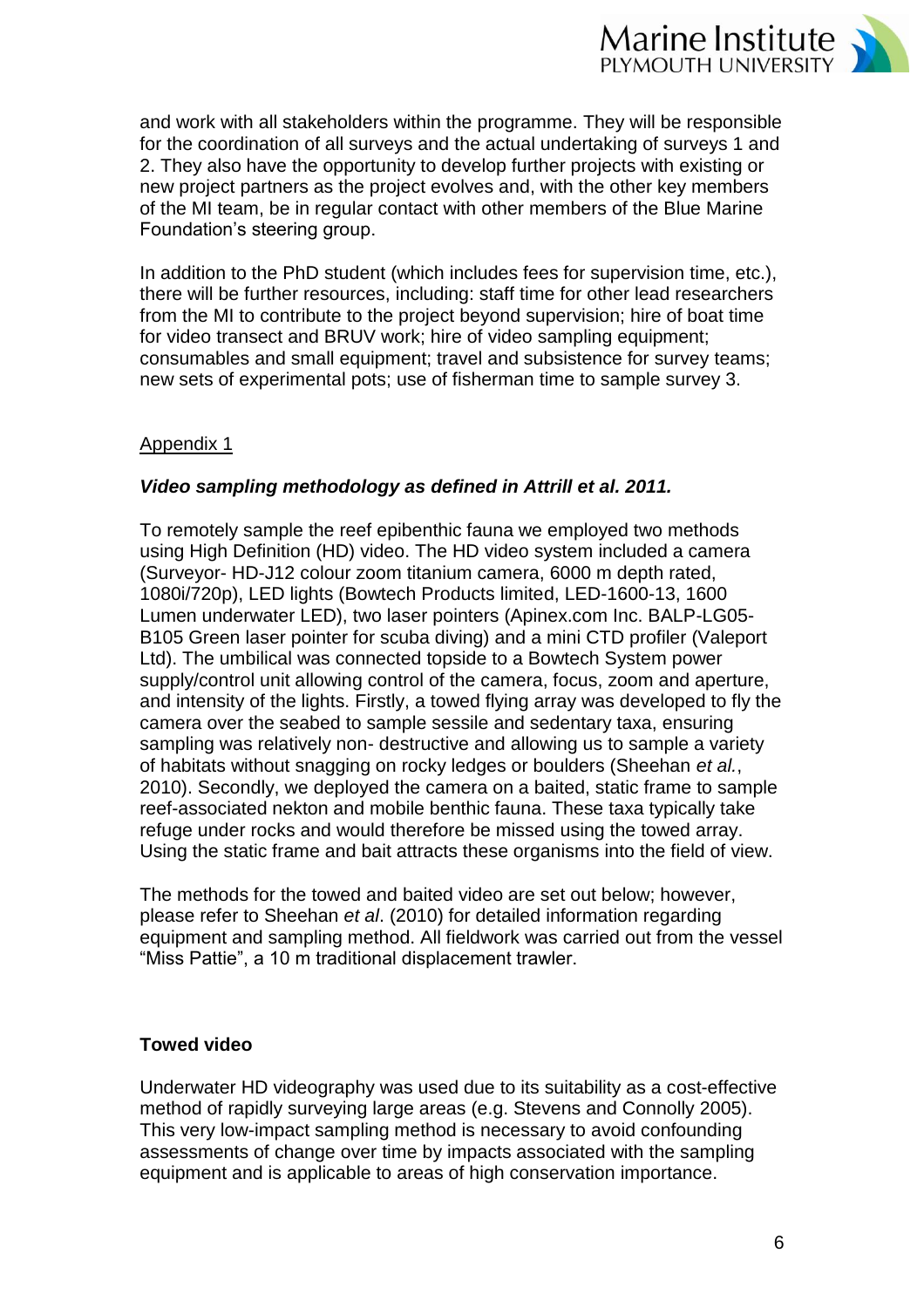and work with all stakeholders within the programme. They will be responsible for the coordination of all surveys and the actual undertaking of surveys 1 and 2. They also have the opportunity to develop further projects with existing or new project partners as the project evolves and, with the other key members of the MI team, be in regular contact with other members of the Blue Marine Foundation's steering group.

In addition to the PhD student (which includes fees for supervision time, etc.), there will be further resources, including: staff time for other lead researchers from the MI to contribute to the project beyond supervision; hire of boat time for video transect and BRUV work; hire of video sampling equipment; consumables and small equipment; travel and subsistence for survey teams; new sets of experimental pots; use of fisherman time to sample survey 3.

<u>Appendix 1</u>

***Video sampling methodology as defined in Attrill et al. 2011.***

To remotely sample the reef epibenthic fauna we employed two methods using High Definition (HD) video. The HD video system included a camera (Surveyor- HD-J12 colour zoom titanium camera, 6000 m depth rated, 1080i/720p), LED lights (Bowtech Products limited, LED-1600-13, 1600 Lumen underwater LED), two laser pointers (Apinex.com Inc. BALP-LG05-B105 Green laser pointer for scuba diving) and a mini CTD profiler (Valeport Ltd). The umbilical was connected topside to a Bowtech System power supply/control unit allowing control of the camera, focus, zoom and aperture, and intensity of the lights. Firstly, a towed flying array was developed to fly the camera over the seabed to sample sessile and sedentary taxa, ensuring sampling was relatively non- destructive and allowing us to sample a variety of habitats without snagging on rocky ledges or boulders (Sheehan *et al.*, 2010). Secondly, we deployed the camera on a baited, static frame to sample reef-associated nekton and mobile benthic fauna. These taxa typically take refuge under rocks and would therefore be missed using the towed array. Using the static frame and bait attracts these organisms into the field of view.

The methods for the towed and baited video are set out below; however, please refer to Sheehan *et al*. (2010) for detailed information regarding equipment and sampling method. All fieldwork was carried out from the vessel "Miss Pattie", a 10 m traditional displacement trawler.

**Towed video**

Underwater HD videography was used due to its suitability as a cost-effective method of rapidly surveying large areas (e.g. Stevens and Connolly 2005). This very low-impact sampling method is necessary to avoid confounding assessments of change over time by impacts associated with the sampling equipment and is applicable to areas of high conservation importance.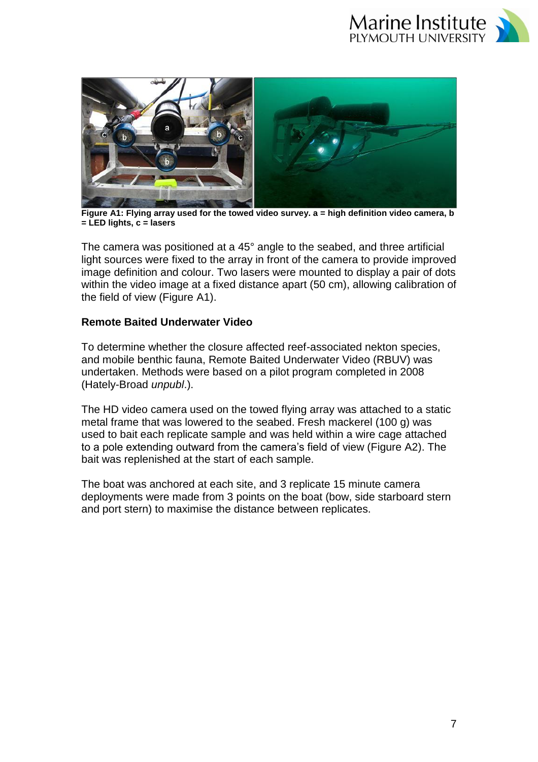**Figure A1: Flying array used for the towed video survey. a = high definition video camera, b = LED lights, c = lasers**

The camera was positioned at a 45° angle to the seabed, and three artificial light sources were fixed to the array in front of the camera to provide improved image definition and colour. Two lasers were mounted to display a pair of dots within the video image at a fixed distance apart (50 cm), allowing calibration of the field of view (Figure A1).

**Remote Baited Underwater Video**

To determine whether the closure affected reef-associated nekton species, and mobile benthic fauna, Remote Baited Underwater Video (RBUV) was undertaken. Methods were based on a pilot program completed in 2008 (Hately-Broad *unpubl*.).

The HD video camera used on the towed flying array was attached to a static metal frame that was lowered to the seabed. Fresh mackerel (100 g) was used to bait each replicate sample and was held within a wire cage attached to a pole extending outward from the camera's field of view (Figure A2). The bait was replenished at the start of each sample.

The boat was anchored at each site, and 3 replicate 15 minute camera deployments were made from 3 points on the boat (bow, side starboard stern and port stern) to maximise the distance between replicates.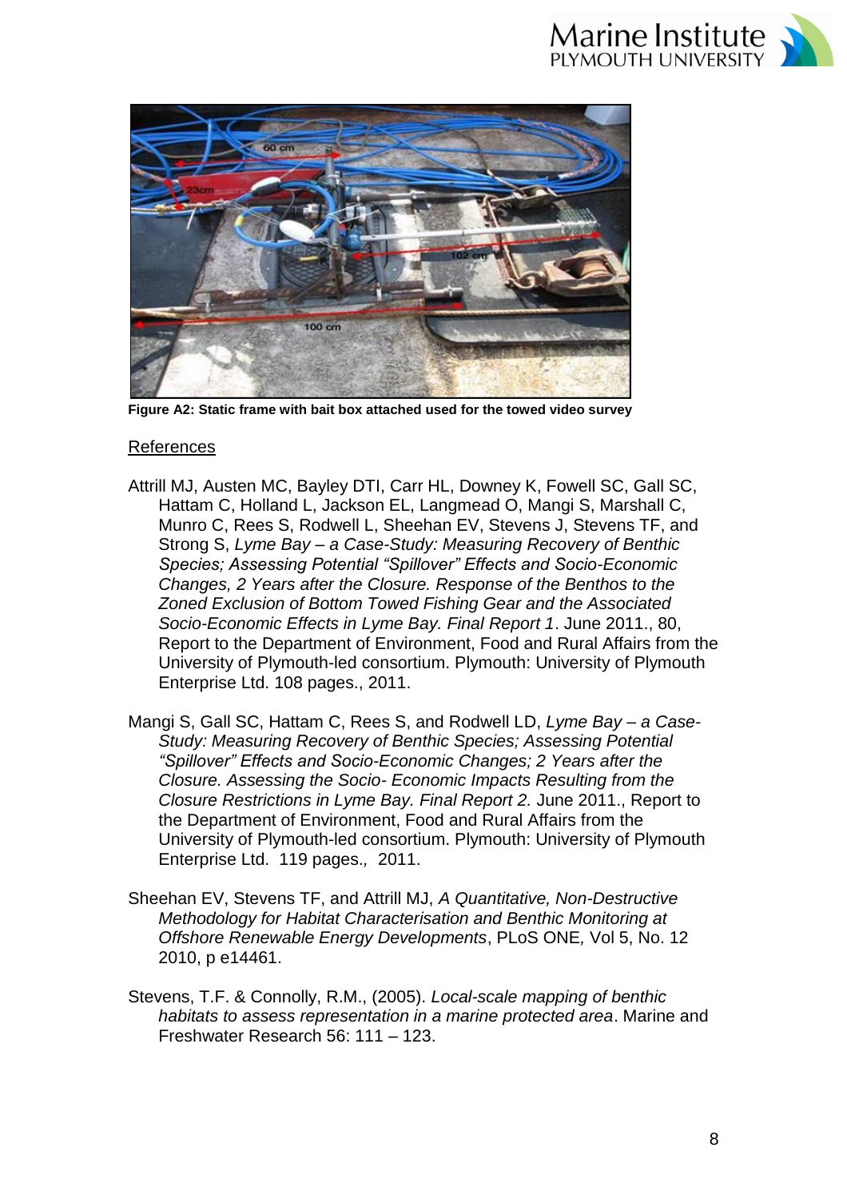Figure A2: Static frame with bait box attached used for the towed video survey

References

Attrill MJ, Austen MC, Bayley DTI, Carr HL, Downey K, Fowell SC, Gall SC, Hattam C, Holland L, Jackson EL, Langmead O, Mangi S, Marshall C, Munro C, Rees S, Rodwell L, Sheehan EV, Stevens J, Stevens TF, and Strong S, *Lyme Bay – a Case-Study: Measuring Recovery of Benthic Species; Assessing Potential "Spillover" Effects and Socio-Economic Changes, 2 Years after the Closure. Response of the Benthos to the Zoned Exclusion of Bottom Towed Fishing Gear and the Associated Socio-Economic Effects in Lyme Bay. Final Report 1*. June 2011., 80, Report to the Department of Environment, Food and Rural Affairs from the University of Plymouth-led consortium. Plymouth: University of Plymouth Enterprise Ltd. 108 pages., 2011.

Mangi S, Gall SC, Hattam C, Rees S, and Rodwell LD, *Lyme Bay – a Case-Study: Measuring Recovery of Benthic Species; Assessing Potential "Spillover" Effects and Socio-Economic Changes; 2 Years after the Closure. Assessing the Socio- Economic Impacts Resulting from the Closure Restrictions in Lyme Bay. Final Report 2.* June 2011., Report to the Department of Environment, Food and Rural Affairs from the University of Plymouth-led consortium. Plymouth: University of Plymouth Enterprise Ltd. 119 pages., 2011.

Sheehan EV, Stevens TF, and Attrill MJ, *A Quantitative, Non-Destructive Methodology for Habitat Characterisation and Benthic Monitoring at Offshore Renewable Energy Developments*, PLoS ONE, Vol 5, No. 12 2010, p e14461.

Stevens, T.F. & Connolly, R.M., (2005). *Local-scale mapping of benthic habitats to assess representation in a marine protected area*. Marine and Freshwater Research 56: 111 – 123.